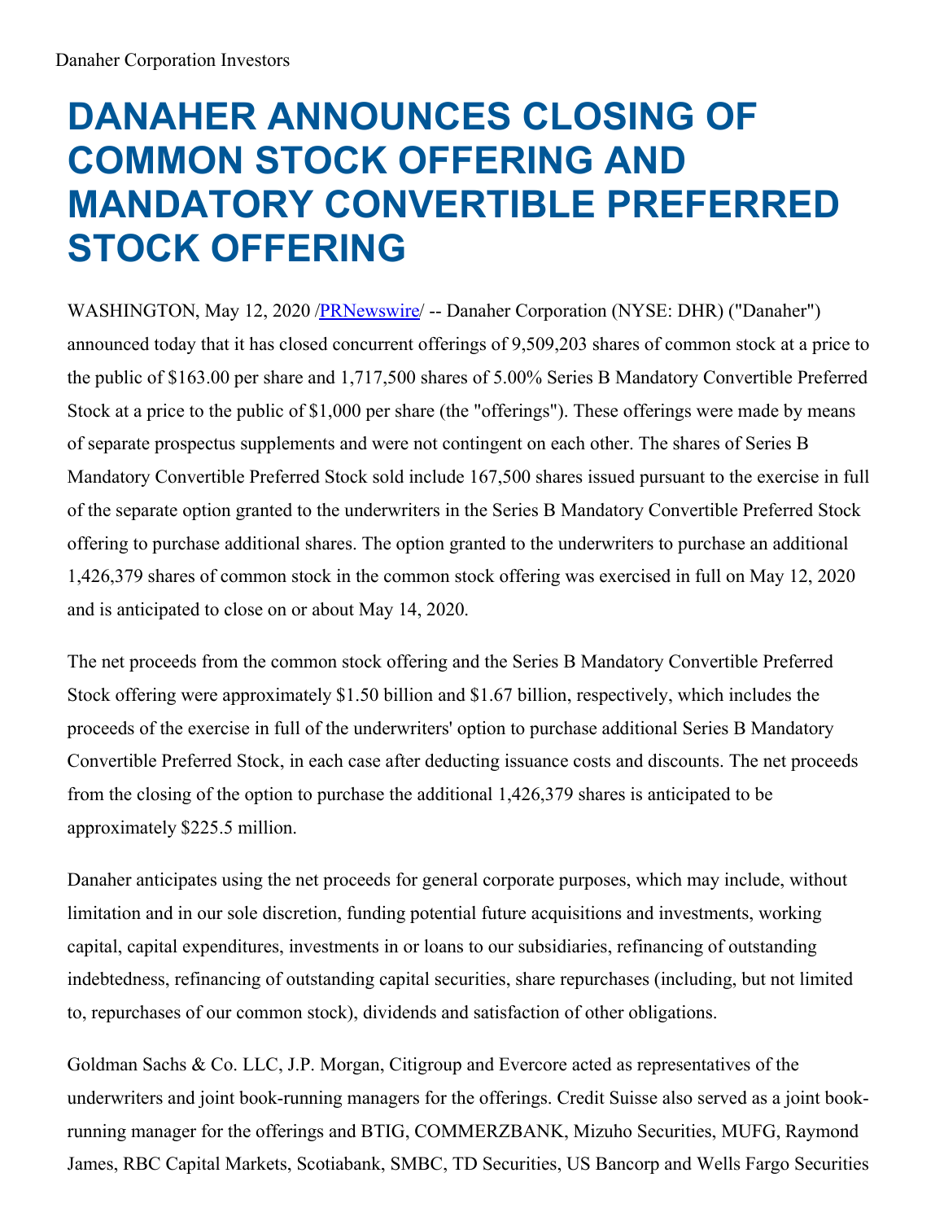Danaher Corporation Investors

# DANAHER ANNOUNCES CLOSING OF COMMON STOCK OFFERING AND MANDATORY CONVERTIBLE PREFERRED STOCK OFFERING

WASHINGTON, May 12, 2020 /PRNewswire/ -- Danaher Corporation (NYSE: DHR) ("Danaher") announced today that it has closed concurrent offerings of 9,509,203 shares of common stock at a price to the public of $163.00 per share and 1,717,500 shares of 5.00% Series B Mandatory Convertible Preferred Stock at a price to the public of $1,000 per share (the "offerings"). These offerings were made by means of separate prospectus supplements and were not contingent on each other. The shares of Series B Mandatory Convertible Preferred Stock sold include 167,500 shares issued pursuant to the exercise in full of the separate option granted to the underwriters in the Series B Mandatory Convertible Preferred Stock offering to purchase additional shares. The option granted to the underwriters to purchase an additional 1,426,379 shares of common stock in the common stock offering was exercised in full on May 12, 2020 and is anticipated to close on or about May 14, 2020.

The net proceeds from the common stock offering and the Series B Mandatory Convertible Preferred Stock offering were approximately $1.50 billion and $1.67 billion, respectively, which includes the proceeds of the exercise in full of the underwriters' option to purchase additional Series B Mandatory Convertible Preferred Stock, in each case after deducting issuance costs and discounts. The net proceeds from the closing of the option to purchase the additional 1,426,379 shares is anticipated to be approximately $225.5 million.

Danaher anticipates using the net proceeds for general corporate purposes, which may include, without limitation and in our sole discretion, funding potential future acquisitions and investments, working capital, capital expenditures, investments in or loans to our subsidiaries, refinancing of outstanding indebtedness, refinancing of outstanding capital securities, share repurchases (including, but not limited to, repurchases of our common stock), dividends and satisfaction of other obligations.

Goldman Sachs & Co. LLC, J.P. Morgan, Citigroup and Evercore acted as representatives of the underwriters and joint book-running managers for the offerings. Credit Suisse also served as a joint book-running manager for the offerings and BTIG, COMMERZBANK, Mizuho Securities, MUFG, Raymond James, RBC Capital Markets, Scotiabank, SMBC, TD Securities, US Bancorp and Wells Fargo Securities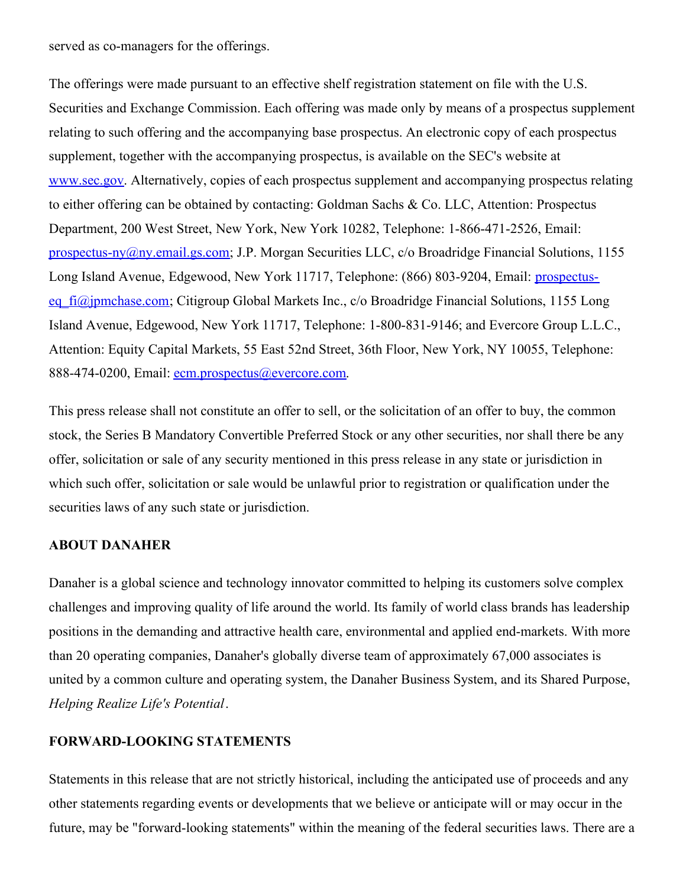served as co-managers for the offerings.

The offerings were made pursuant to an effective shelf registration statement on file with the U.S. Securities and Exchange Commission. Each offering was made only by means of a prospectus supplement relating to such offering and the accompanying base prospectus. An electronic copy of each prospectus supplement, together with the accompanying prospectus, is available on the SEC's website at www.sec.gov. Alternatively, copies of each prospectus supplement and accompanying prospectus relating to either offering can be obtained by contacting: Goldman Sachs & Co. LLC, Attention: Prospectus Department, 200 West Street, New York, New York 10282, Telephone: 1-866-471-2526, Email: prospectus-ny@ny.email.gs.com; J.P. Morgan Securities LLC, c/o Broadridge Financial Solutions, 1155 Long Island Avenue, Edgewood, New York 11717, Telephone: (866) 803-9204, Email: prospectus-eq_fi@jpmchase.com; Citigroup Global Markets Inc., c/o Broadridge Financial Solutions, 1155 Long Island Avenue, Edgewood, New York 11717, Telephone: 1-800-831-9146; and Evercore Group L.L.C., Attention: Equity Capital Markets, 55 East 52nd Street, 36th Floor, New York, NY 10055, Telephone: 888-474-0200, Email: ecm.prospectus@evercore.com.

This press release shall not constitute an offer to sell, or the solicitation of an offer to buy, the common stock, the Series B Mandatory Convertible Preferred Stock or any other securities, nor shall there be any offer, solicitation or sale of any security mentioned in this press release in any state or jurisdiction in which such offer, solicitation or sale would be unlawful prior to registration or qualification under the securities laws of any such state or jurisdiction.

**ABOUT DANAHER**

Danaher is a global science and technology innovator committed to helping its customers solve complex challenges and improving quality of life around the world. Its family of world class brands has leadership positions in the demanding and attractive health care, environmental and applied end-markets. With more than 20 operating companies, Danaher's globally diverse team of approximately 67,000 associates is united by a common culture and operating system, the Danaher Business System, and its Shared Purpose, *Helping Realize Life's Potential*.

**FORWARD-LOOKING STATEMENTS**

Statements in this release that are not strictly historical, including the anticipated use of proceeds and any other statements regarding events or developments that we believe or anticipate will or may occur in the future, may be "forward-looking statements" within the meaning of the federal securities laws. There are a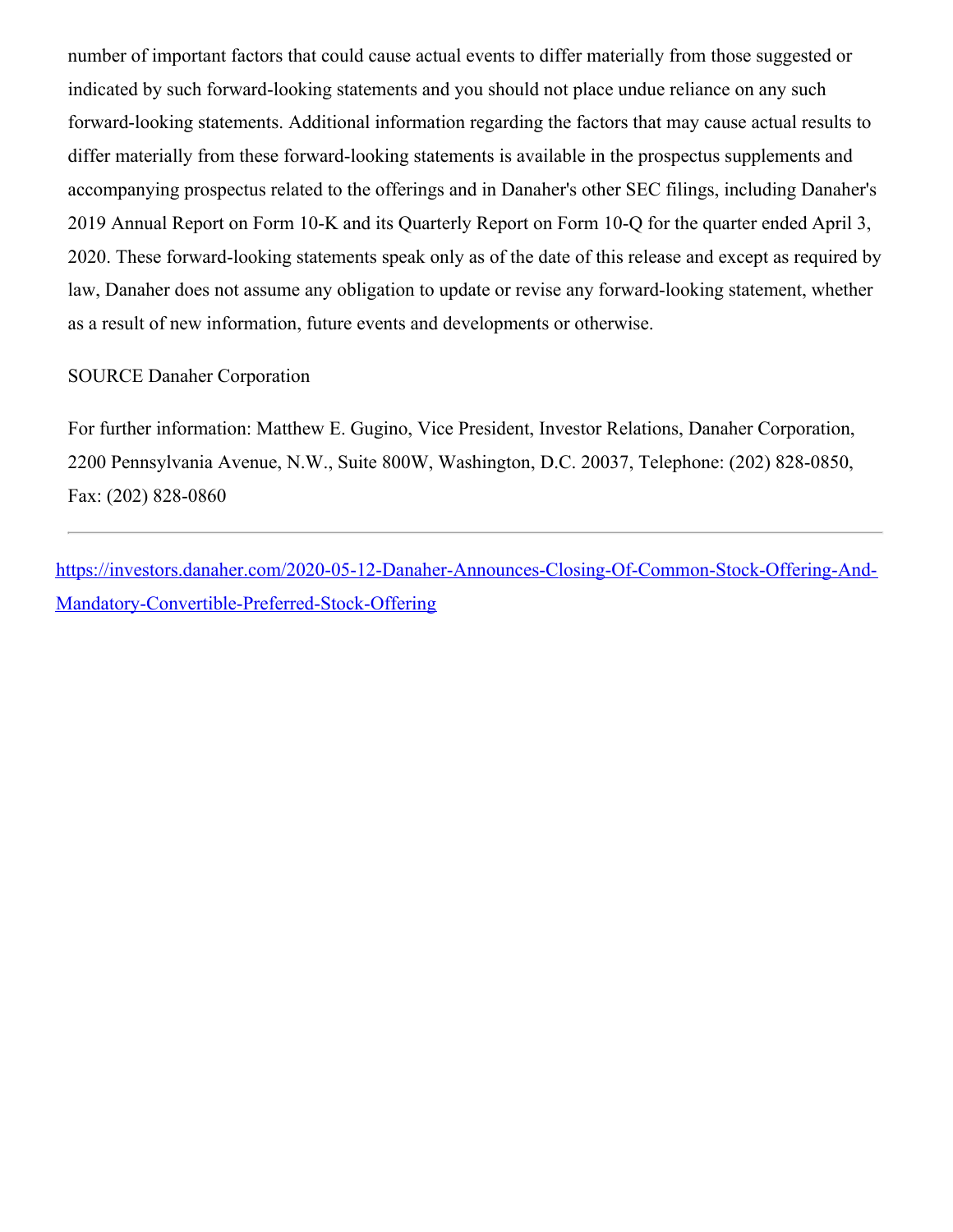number of important factors that could cause actual events to differ materially from those suggested or indicated by such forward-looking statements and you should not place undue reliance on any such forward-looking statements. Additional information regarding the factors that may cause actual results to differ materially from these forward-looking statements is available in the prospectus supplements and accompanying prospectus related to the offerings and in Danaher's other SEC filings, including Danaher's 2019 Annual Report on Form 10-K and its Quarterly Report on Form 10-Q for the quarter ended April 3, 2020. These forward-looking statements speak only as of the date of this release and except as required by law, Danaher does not assume any obligation to update or revise any forward-looking statement, whether as a result of new information, future events and developments or otherwise.

SOURCE Danaher Corporation

For further information: Matthew E. Gugino, Vice President, Investor Relations, Danaher Corporation, 2200 Pennsylvania Avenue, N.W., Suite 800W, Washington, D.C. 20037, Telephone: (202) 828-0850, Fax: (202) 828-0860

---

https://investors.danaher.com/2020-05-12-Danaher-Announces-Closing-Of-Common-Stock-Offering-And-Mandatory-Convertible-Preferred-Stock-Offering